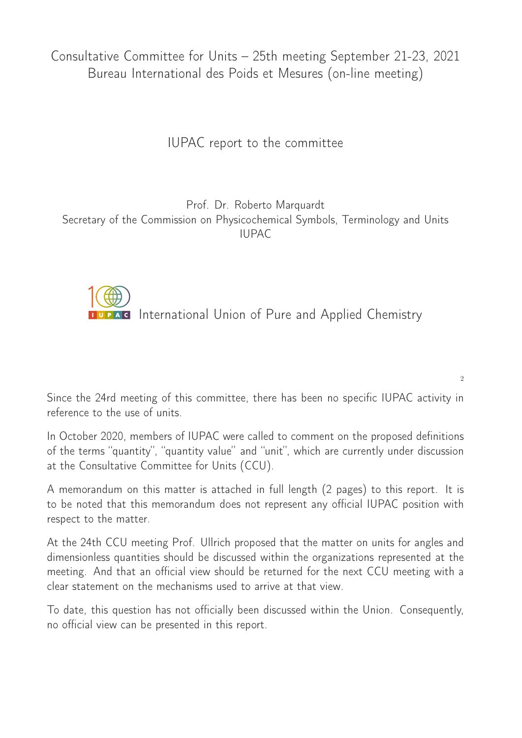Consultative Committee for Units – 25th meeting September 21-23, 2021
Bureau International des Poids et Mesures (on-line meeting)

# IUPAC report to the committee

Prof. Dr. Roberto Marquardt
Secretary of the Commission on Physicochemical Symbols, Terminology and Units
IUPAC

International Union of Pure and Applied Chemistry

Since the 24rd meeting of this committee, there has been no specific IUPAC activity in reference to the use of units.

In October 2020, members of IUPAC were called to comment on the proposed definitions of the terms "quantity", "quantity value" and "unit", which are currently under discussion at the Consultative Committee for Units (CCU).

A memorandum on this matter is attached in full length (2 pages) to this report. It is to be noted that this memorandum does not represent any official IUPAC position with respect to the matter.

At the 24th CCU meeting Prof. Ullrich proposed that the matter on units for angles and dimensionless quantities should be discussed within the organizations represented at the meeting. And that an official view should be returned for the next CCU meeting with a clear statement on the mechanisms used to arrive at that view.

To date, this question has not officially been discussed within the Union. Consequently, no official view can be presented in this report.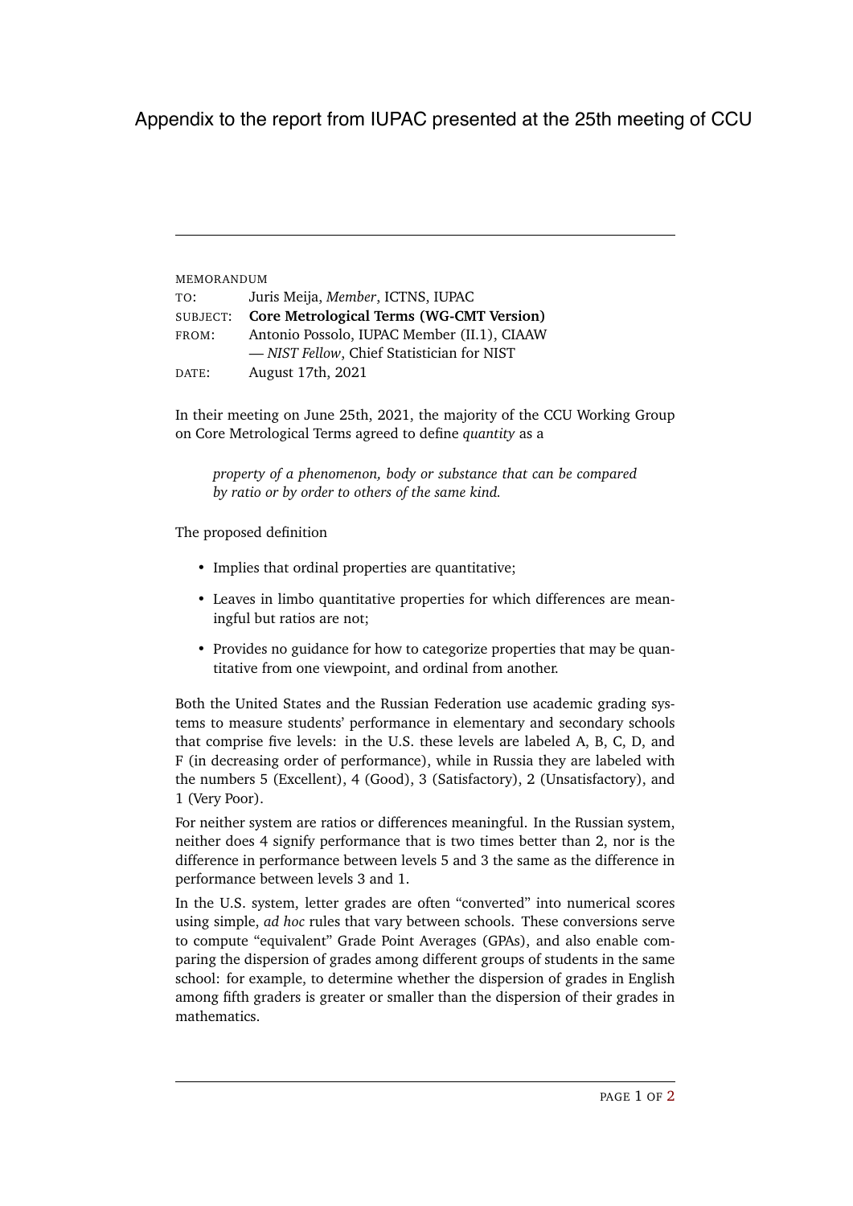Appendix to the report from IUPAC presented at the 25th meeting of CCU

---

MEMORANDUM

| | |
|---|---|
| TO: | Juris Meija, *Member*, ICTNS, IUPAC |
| SUBJECT: | **Core Metrological Terms (WG-CMT Version)** |
| FROM: | Antonio Possolo, IUPAC Member (II.1), CIAAW |
| | — *NIST Fellow*, Chief Statistician for NIST |
| DATE: | August 17th, 2021 |

In their meeting on June 25th, 2021, the majority of the CCU Working Group on Core Metrological Terms agreed to define *quantity* as a

> *property of a phenomenon, body or substance that can be compared by ratio or by order to others of the same kind.*

The proposed definition

- Implies that ordinal properties are quantitative;
- Leaves in limbo quantitative properties for which differences are meaningful but ratios are not;
- Provides no guidance for how to categorize properties that may be quantitative from one viewpoint, and ordinal from another.

Both the United States and the Russian Federation use academic grading systems to measure students' performance in elementary and secondary schools that comprise five levels: in the U.S. these levels are labeled A, B, C, D, and F (in decreasing order of performance), while in Russia they are labeled with the numbers 5 (Excellent), 4 (Good), 3 (Satisfactory), 2 (Unsatisfactory), and 1 (Very Poor).

For neither system are ratios or differences meaningful. In the Russian system, neither does 4 signify performance that is two times better than 2, nor is the difference in performance between levels 5 and 3 the same as the difference in performance between levels 3 and 1.

In the U.S. system, letter grades are often "converted" into numerical scores using simple, *ad hoc* rules that vary between schools. These conversions serve to compute "equivalent" Grade Point Averages (GPAs), and also enable comparing the dispersion of grades among different groups of students in the same school: for example, to determine whether the dispersion of grades in English among fifth graders is greater or smaller than the dispersion of their grades in mathematics.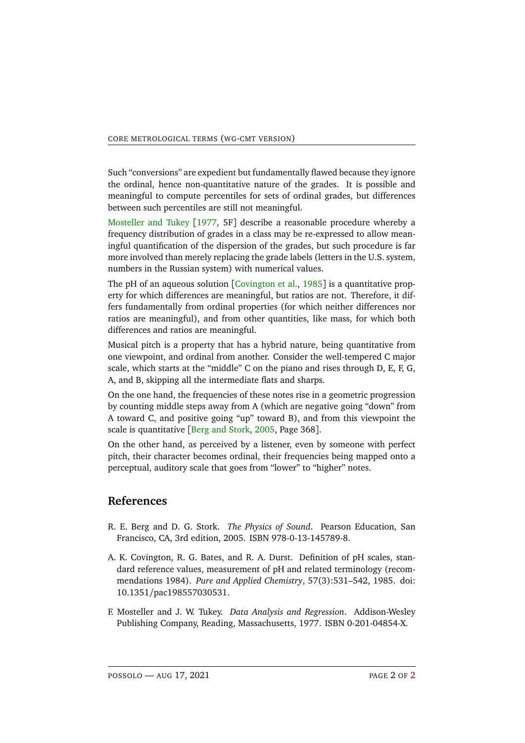Such "conversions" are expedient but fundamentally flawed because they ignore the ordinal, hence non-quantitative nature of the grades. It is possible and meaningful to compute percentiles for sets of ordinal grades, but differences between such percentiles are still not meaningful.

Mosteller and Tukey [1977, 5F] describe a reasonable procedure whereby a frequency distribution of grades in a class may be re-expressed to allow meaningful quantification of the dispersion of the grades, but such procedure is far more involved than merely replacing the grade labels (letters in the U.S. system, numbers in the Russian system) with numerical values.

The pH of an aqueous solution [Covington et al., 1985] is a quantitative property for which differences are meaningful, but ratios are not. Therefore, it differs fundamentally from ordinal properties (for which neither differences nor ratios are meaningful), and from other quantities, like mass, for which both differences and ratios are meaningful.

Musical pitch is a property that has a hybrid nature, being quantitative from one viewpoint, and ordinal from another. Consider the well-tempered C major scale, which starts at the "middle" C on the piano and rises through D, E, F, G, A, and B, skipping all the intermediate flats and sharps.

On the one hand, the frequencies of these notes rise in a geometric progression by counting middle steps away from A (which are negative going "down" from A toward C, and positive going "up" toward B), and from this viewpoint the scale is quantitative [Berg and Stork, 2005, Page 368].

On the other hand, as perceived by a listener, even by someone with perfect pitch, their character becomes ordinal, their frequencies being mapped onto a perceptual, auditory scale that goes from "lower" to "higher" notes.

## References

R. E. Berg and D. G. Stork. *The Physics of Sound*. Pearson Education, San Francisco, CA, 3rd edition, 2005. ISBN 978-0-13-145789-8.

A. K. Covington, R. G. Bates, and R. A. Durst. Definition of pH scales, standard reference values, measurement of pH and related terminology (recommendations 1984). *Pure and Applied Chemistry*, 57(3):531–542, 1985. doi: 10.1351/pac198557030531.

F. Mosteller and J. W. Tukey. *Data Analysis and Regression*. Addison-Wesley Publishing Company, Reading, Massachusetts, 1977. ISBN 0-201-04854-X.